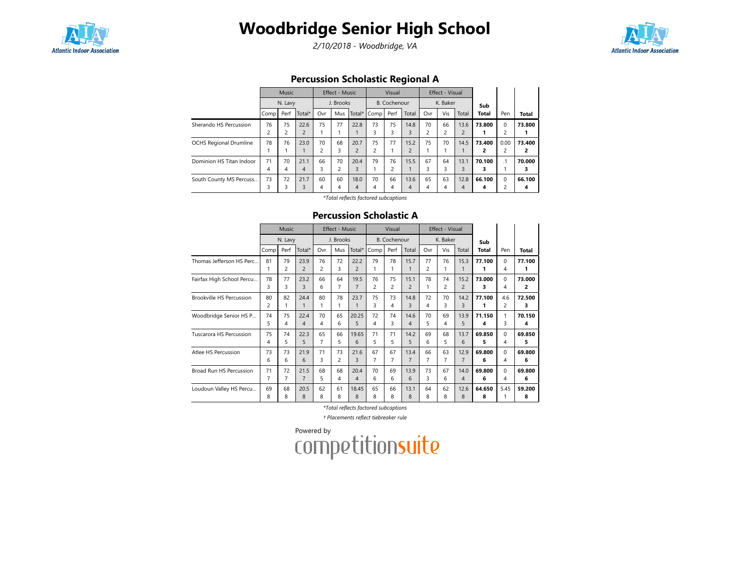# Woodbridge Senior High School

*2/10/2018 - Woodbridge, VA*

## Percussion Scholastic Regional A

| | Music | | | Effect - Music | | | Visual | | | Effect - Visual | | | Sub | | |
|---|---|---|---|---|---|---|---|---|---|---|---|---|---|---|---|
| | N. Lavy | | | J. Brooks | | | B. Cochenour | | | K. Baker | | | | | |
| | Comp | Perf | Total* | Ovr | Mus | Total* | Comp | Perf | Total | Ovr | Vis | Total | Total | Pen | Total |
| Sherando HS Percussion | 76<br>2 | 75<br>2 | 22.6<br>2 | 75<br>1 | 77<br>1 | 22.8<br>1 | 73<br>3 | 75<br>3 | 14.8<br>3 | 70<br>2 | 66<br>2 | 13.6<br>2 | **73.800**<br>**1** | 0<br>2 | **73.800**<br>**1** |
| OCHS Regional Drumline | 78<br>1 | 76<br>1 | 23.0<br>1 | 70<br>2 | 68<br>3 | 20.7<br>2 | 75<br>2 | 77<br>1 | 15.2<br>2 | 75<br>1 | 70<br>1 | 14.5<br>1 | **73.400**<br>**2** | 0.00<br>2 | **73.400**<br>**2** |
| Dominion HS Titan Indoor | 71<br>4 | 70<br>4 | 21.1<br>4 | 66<br>3 | 70<br>2 | 20.4<br>3 | 79<br>1 | 76<br>2 | 15.5<br>1 | 67<br>3 | 64<br>3 | 13.1<br>3 | **70.100**<br>**3** | .1<br>1 | **70.000**<br>**3** |
| South County MS Percuss... | 73<br>3 | 72<br>3 | 21.7<br>3 | 60<br>4 | 60<br>4 | 18.0<br>4 | 70<br>4 | 66<br>4 | 13.6<br>4 | 65<br>4 | 63<br>4 | 12.8<br>4 | **66.100**<br>**4** | 0<br>2 | **66.100**<br>**4** |

*\*Total reflects factored subcaptions*

## Percussion Scholastic A

| | Music | | | Effect - Music | | | Visual | | | Effect - Visual | | | Sub | | |
|---|---|---|---|---|---|---|---|---|---|---|---|---|---|---|---|
| | N. Lavy | | | J. Brooks | | | B. Cochenour | | | K. Baker | | | | | |
| | Comp | Perf | Total* | Ovr | Mus | Total* | Comp | Perf | Total | Ovr | Vis | Total | Total | Pen | Total |
| Thomas Jefferson HS Perc... | 81<br>1 | 79<br>2 | 23.9<br>2 | 76<br>2 | 72<br>3 | 22.2<br>2 | 79<br>1 | 78<br>1 | 15.7<br>1 | 77<br>2 | 76<br>1 | 15.3<br>1 | **77.100**<br>**1** | 0<br>4 | **77.100**<br>**1** |
| Fairfax High School Percu... | 78<br>3 | 77<br>3 | 23.2<br>3 | 66<br>6 | 64<br>7 | 19.5<br>7 | 76<br>2 | 75<br>2 | 15.1<br>2 | 78<br>1 | 74<br>2 | 15.2<br>2 | **73.000**<br>**3** | 0<br>4 | **73.000**<br>**2** |
| Brookville HS Percussion | 80<br>2 | 82<br>1 | 24.4<br>1 | 80<br>1 | 78<br>1 | 23.7<br>1 | 75<br>3 | 73<br>4 | 14.8<br>3 | 72<br>4 | 70<br>3 | 14.2<br>3 | **77.100**<br>**1** | 4.6<br>2 | **72.500**<br>**3** |
| Woodbridge Senior HS P... | 74<br>5 | 75<br>4 | 22.4<br>4 | 70<br>4 | 65<br>6 | 20.25<br>5 | 72<br>4 | 74<br>3 | 14.6<br>4 | 70<br>5 | 69<br>4 | 13.9<br>5 | **71.150**<br>**4** | 1<br>3 | **70.150**<br>**4** |
| Tuscarora HS Percussion | 75<br>4 | 74<br>5 | 22.3<br>5 | 65<br>7 | 66<br>5 | 19.65<br>6 | 71<br>5 | 71<br>5 | 14.2<br>5 | 69<br>6 | 68<br>5 | 13.7<br>6 | **69.850**<br>**5** | 0<br>4 | **69.850**<br>**5** |
| Atlee HS Percussion | 73<br>6 | 73<br>6 | 21.9<br>6 | 71<br>3 | 73<br>2 | 21.6<br>3 | 67<br>7 | 67<br>7 | 13.4<br>7 | 66<br>7 | 63<br>7 | 12.9<br>7 | **69.800**<br>**6** | 0<br>4 | **69.800**<br>**6** |
| Broad Run HS Percussion | 71<br>7 | 72<br>7 | 21.5<br>7 | 68<br>5 | 68<br>4 | 20.4<br>4 | 70<br>6 | 69<br>6 | 13.9<br>6 | 73<br>3 | 67<br>6 | 14.0<br>4 | **69.800**<br>**6** | 0<br>4 | **69.800**<br>**6** |
| Loudoun Valley HS Percu... | 69<br>8 | 68<br>8 | 20.5<br>8 | 62<br>8 | 61<br>8 | 18.45<br>8 | 65<br>8 | 66<br>8 | 13.1<br>8 | 64<br>8 | 62<br>8 | 12.6<br>8 | **64.650**<br>**8** | 5.45<br>1 | **59.200**<br>**8** |

*\*Total reflects factored subcaptions*

*† Placements reflect tiebreaker rule*

Powered by competitionsuite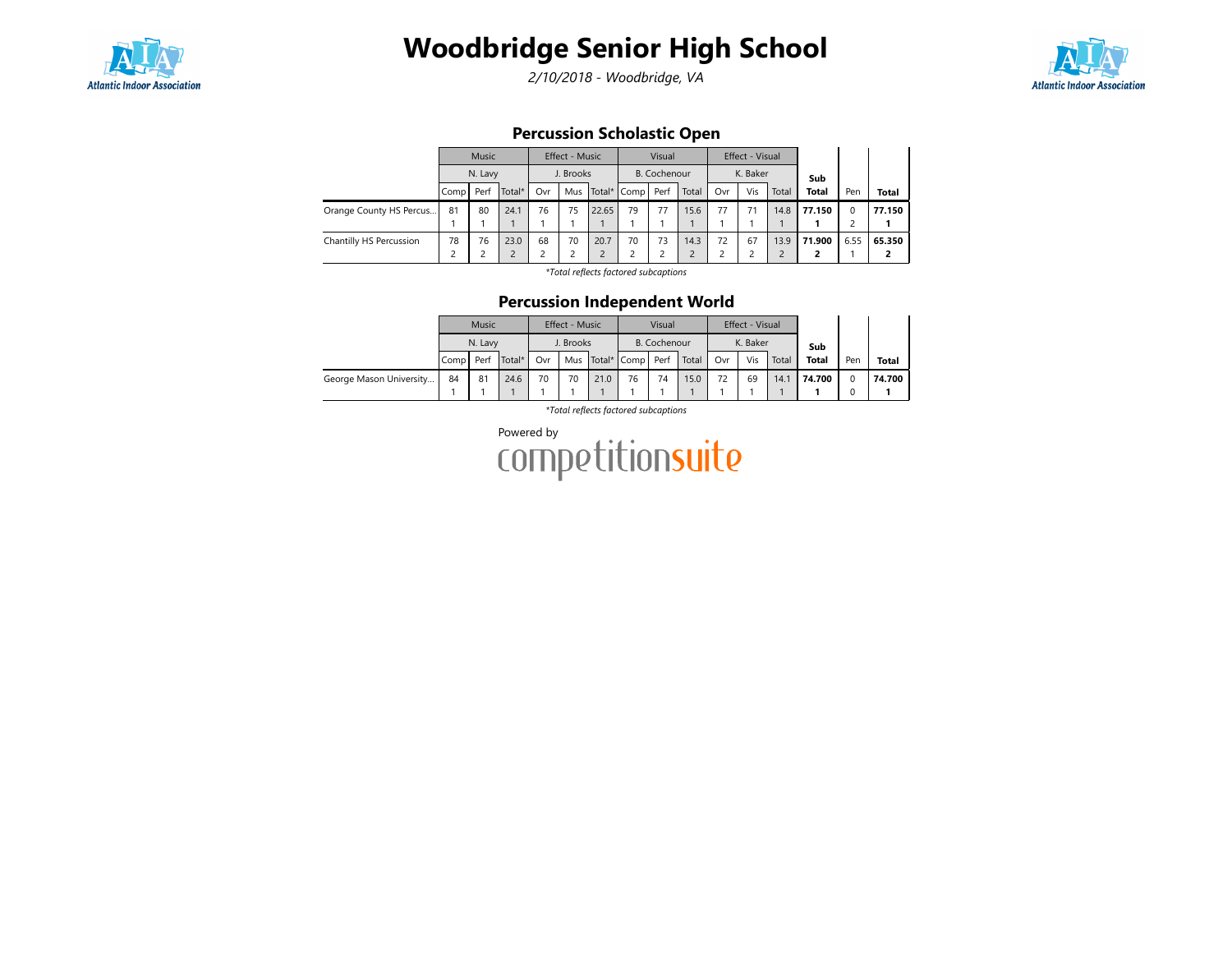# Woodbridge Senior High School

*2/10/2018 - Woodbridge, VA*

## Percussion Scholastic Open

| | Music | | | Effect - Music | | | Visual | | | Effect - Visual | | | Sub | | |
|---|---|---|---|---|---|---|---|---|---|---|---|---|---|---|---|
| | N. Lavy | | | J. Brooks | | | B. Cochenour | | | K. Baker | | | | | |
| | Comp | Perf | Total* | Ovr | Mus | Total* | Comp | Perf | Total | Ovr | Vis | Total | **Total** | Pen | **Total** |
| Orange County HS Percus... | 81<br>1 | 80<br>1 | 24.1<br>1 | 76<br>1 | 75<br>1 | 22.65<br>1 | 79<br>1 | 77<br>1 | 15.6<br>1 | 77<br>1 | 71<br>1 | 14.8<br>1 | **77.150**<br>**1** | 0<br>2 | **77.150**<br>**1** |
| Chantilly HS Percussion | 78<br>2 | 76<br>2 | 23.0<br>2 | 68<br>2 | 70<br>2 | 20.7<br>2 | 70<br>2 | 73<br>2 | 14.3<br>2 | 72<br>2 | 67<br>2 | 13.9<br>2 | **71.900**<br>**2** | 6.55<br>1 | **65.350**<br>**2** |

*\*Total reflects factored subcaptions*

## Percussion Independent World

| | Music | | | Effect - Music | | | Visual | | | Effect - Visual | | | Sub | | |
|---|---|---|---|---|---|---|---|---|---|---|---|---|---|---|---|
| | N. Lavy | | | J. Brooks | | | B. Cochenour | | | K. Baker | | | | | |
| | Comp | Perf | Total* | Ovr | Mus | Total* | Comp | Perf | Total | Ovr | Vis | Total | **Total** | Pen | **Total** |
| George Mason University... | 84<br>1 | 81<br>1 | 24.6<br>1 | 70<br>1 | 70<br>1 | 21.0<br>1 | 76<br>1 | 74<br>1 | 15.0<br>1 | 72<br>1 | 69<br>1 | 14.1<br>1 | **74.700**<br>**1** | 0<br>0 | **74.700**<br>**1** |

*\*Total reflects factored subcaptions*

Powered by competitionsuite